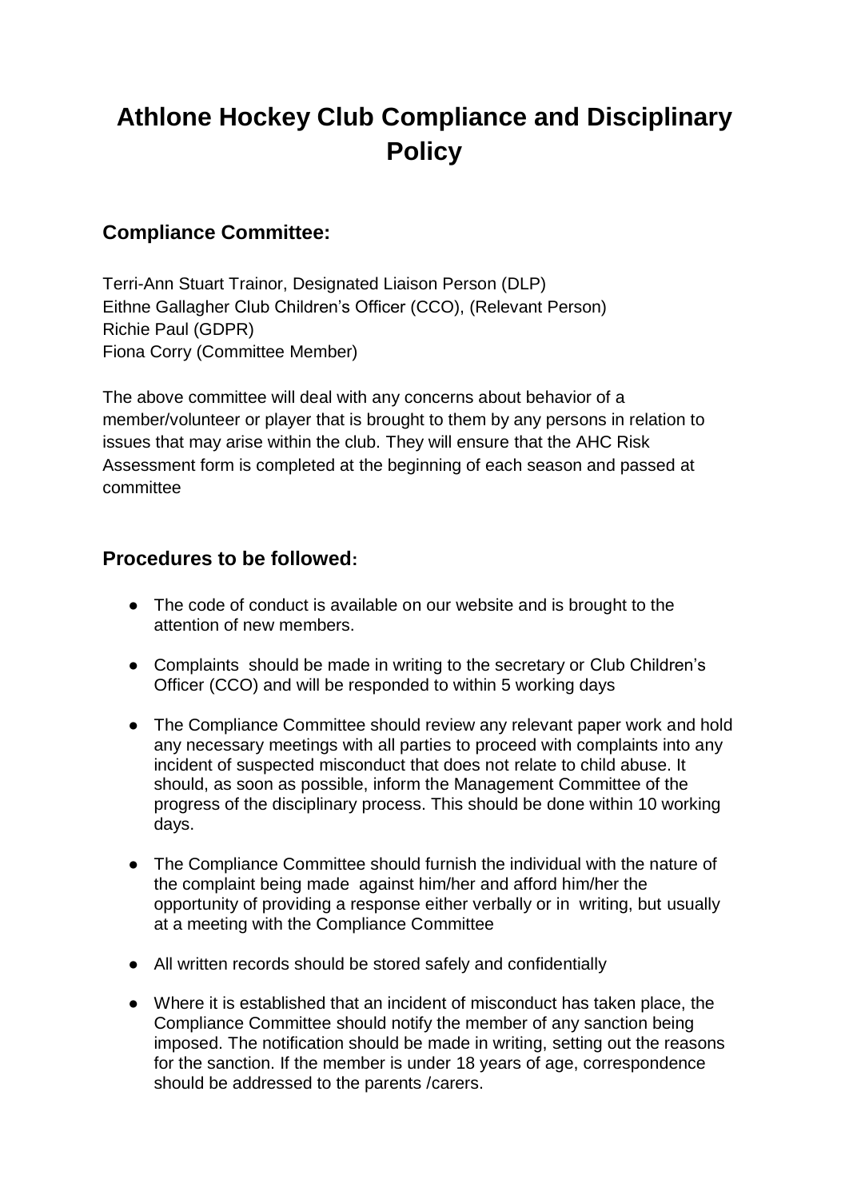# Athlone Hockey Club Compliance and Disciplinary Policy

## Compliance Committee:

Terri-Ann Stuart Trainor, Designated Liaison Person (DLP)
Eithne Gallagher Club Children's Officer (CCO), (Relevant Person)
Richie Paul (GDPR)
Fiona Corry (Committee Member)

The above committee will deal with any concerns about behavior of a member/volunteer or player that is brought to them by any persons in relation to issues that may arise within the club. They will ensure that the AHC Risk Assessment form is completed at the beginning of each season and passed at committee

## Procedures to be followed:

- The code of conduct is available on our website and is brought to the attention of new members.
- Complaints should be made in writing to the secretary or Club Children's Officer (CCO) and will be responded to within 5 working days
- The Compliance Committee should review any relevant paper work and hold any necessary meetings with all parties to proceed with complaints into any incident of suspected misconduct that does not relate to child abuse. It should, as soon as possible, inform the Management Committee of the progress of the disciplinary process. This should be done within 10 working days.
- The Compliance Committee should furnish the individual with the nature of the complaint being made against him/her and afford him/her the opportunity of providing a response either verbally or in writing, but usually at a meeting with the Compliance Committee
- All written records should be stored safely and confidentially
- Where it is established that an incident of misconduct has taken place, the Compliance Committee should notify the member of any sanction being imposed. The notification should be made in writing, setting out the reasons for the sanction. If the member is under 18 years of age, correspondence should be addressed to the parents /carers.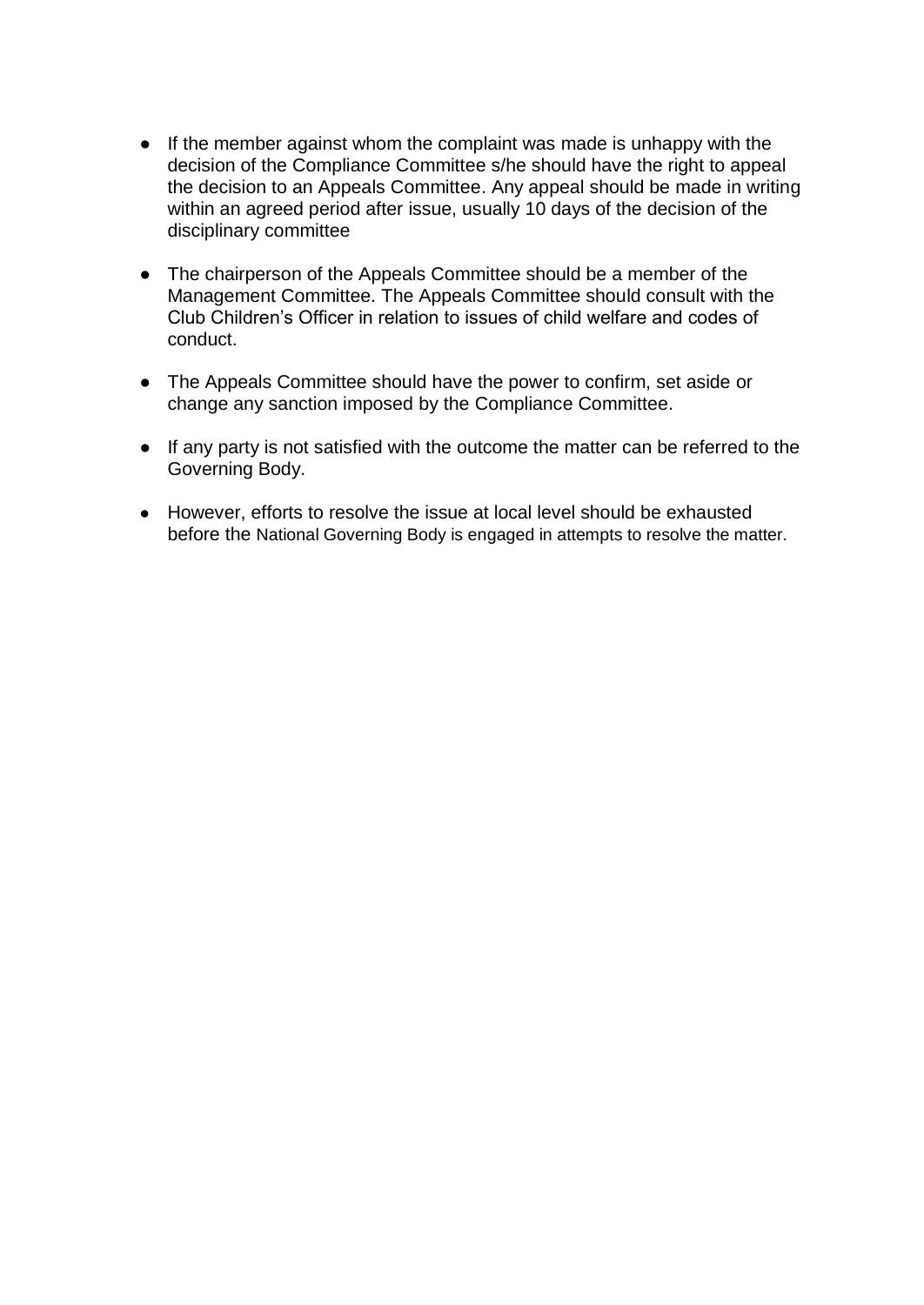- If the member against whom the complaint was made is unhappy with the decision of the Compliance Committee s/he should have the right to appeal the decision to an Appeals Committee. Any appeal should be made in writing within an agreed period after issue, usually 10 days of the decision of the disciplinary committee

- The chairperson of the Appeals Committee should be a member of the Management Committee. The Appeals Committee should consult with the Club Children's Officer in relation to issues of child welfare and codes of conduct.

- The Appeals Committee should have the power to confirm, set aside or change any sanction imposed by the Compliance Committee.

- If any party is not satisfied with the outcome the matter can be referred to the Governing Body.

- However, efforts to resolve the issue at local level should be exhausted before the National Governing Body is engaged in attempts to resolve the matter.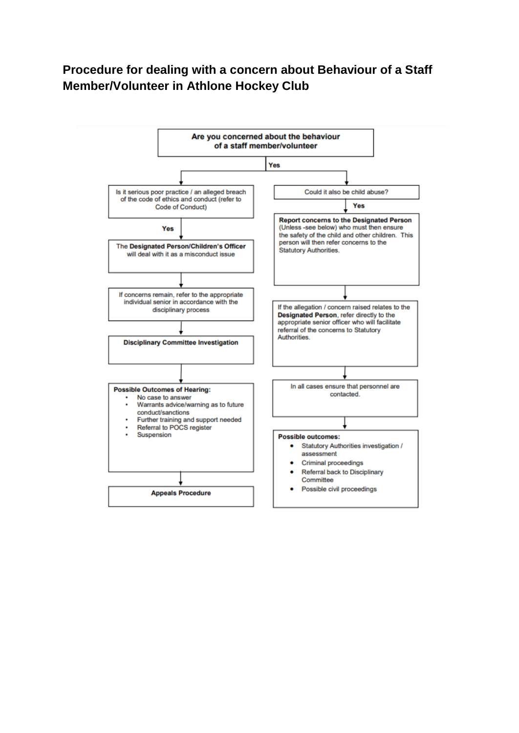# Procedure for dealing with a concern about Behaviour of a Staff Member/Volunteer in Athlone Hockey Club

**Are you concerned about the behaviour of a staff member/volunteer**

Yes

Is it serious poor practice / an alleged breach of the code of ethics and conduct (refer to Code of Conduct)

Yes

The **Designated Person/Children's Officer** will deal with it as a misconduct issue

If concerns remain, refer to the appropriate individual senior in accordance with the disciplinary process

**Disciplinary Committee Investigation**

**Possible Outcomes of Hearing:**

- No case to answer
- Warrants advice/warning as to future conduct/sanctions
- Further training and support needed
- Referral to POCS register
- Suspension

**Appeals Procedure**

Could it also be child abuse?

Yes

**Report concerns to the Designated Person** (Unless -see below) who must then ensure the safety of the child and other children. This person will then refer concerns to the Statutory Authorities.

If the allegation / concern raised relates to the **Designated Person**, refer directly to the appropriate senior officer who will facilitate referral of the concerns to Statutory Authorities.

In all cases ensure that personnel are contacted.

**Possible outcomes:**

- Statutory Authorities investigation / assessment
- Criminal proceedings
- Referral back to Disciplinary Committee
- Possible civil proceedings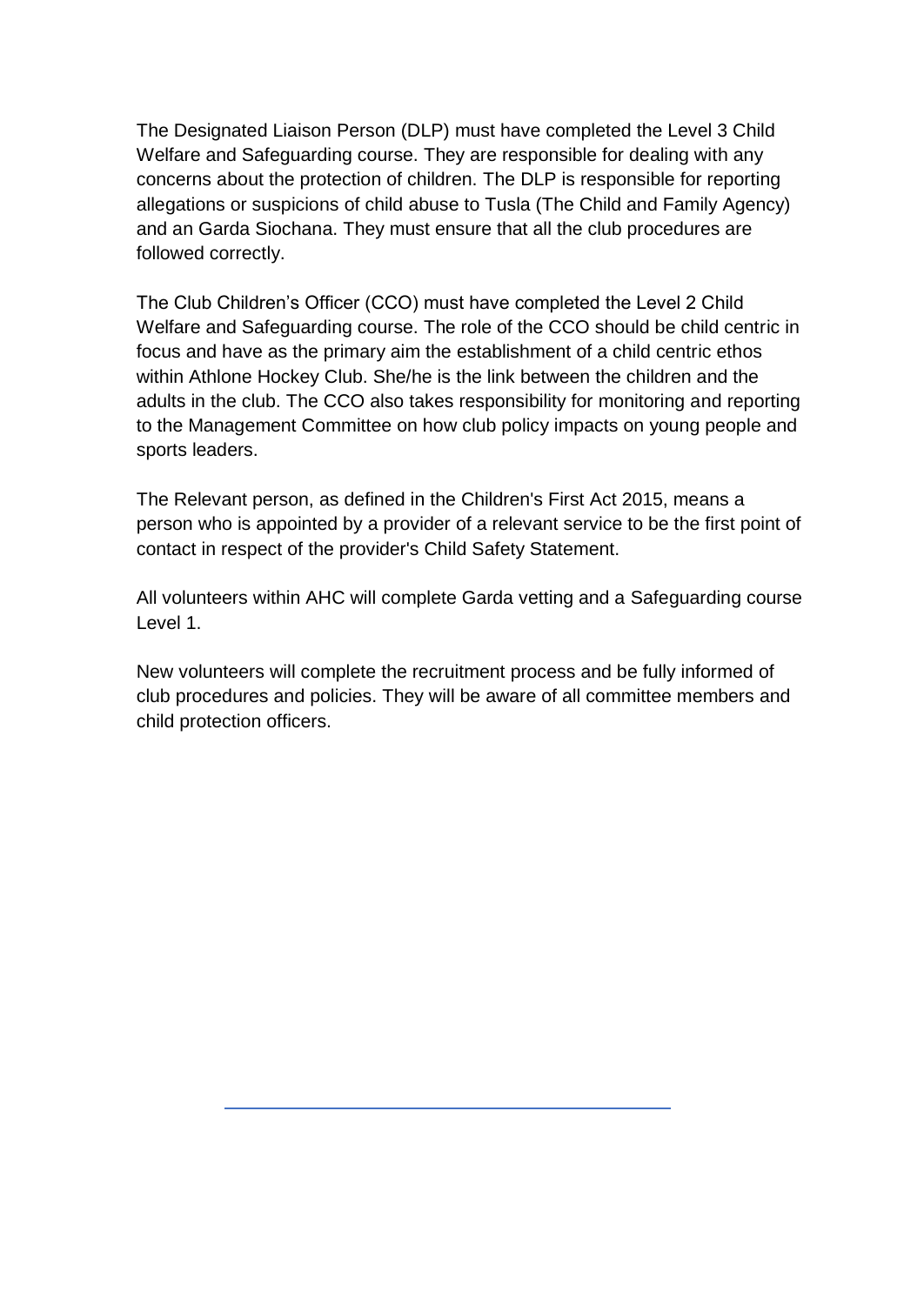The Designated Liaison Person (DLP) must have completed the Level 3 Child Welfare and Safeguarding course. They are responsible for dealing with any concerns about the protection of children. The DLP is responsible for reporting allegations or suspicions of child abuse to Tusla (The Child and Family Agency) and an Garda Siochana. They must ensure that all the club procedures are followed correctly.

The Club Children's Officer (CCO) must have completed the Level 2 Child Welfare and Safeguarding course. The role of the CCO should be child centric in focus and have as the primary aim the establishment of a child centric ethos within Athlone Hockey Club. She/he is the link between the children and the adults in the club. The CCO also takes responsibility for monitoring and reporting to the Management Committee on how club policy impacts on young people and sports leaders.

The Relevant person, as defined in the Children's First Act 2015, means a person who is appointed by a provider of a relevant service to be the first point of contact in respect of the provider's Child Safety Statement.

All volunteers within AHC will complete Garda vetting and a Safeguarding course Level 1.

New volunteers will complete the recruitment process and be fully informed of club procedures and policies. They will be aware of all committee members and child protection officers.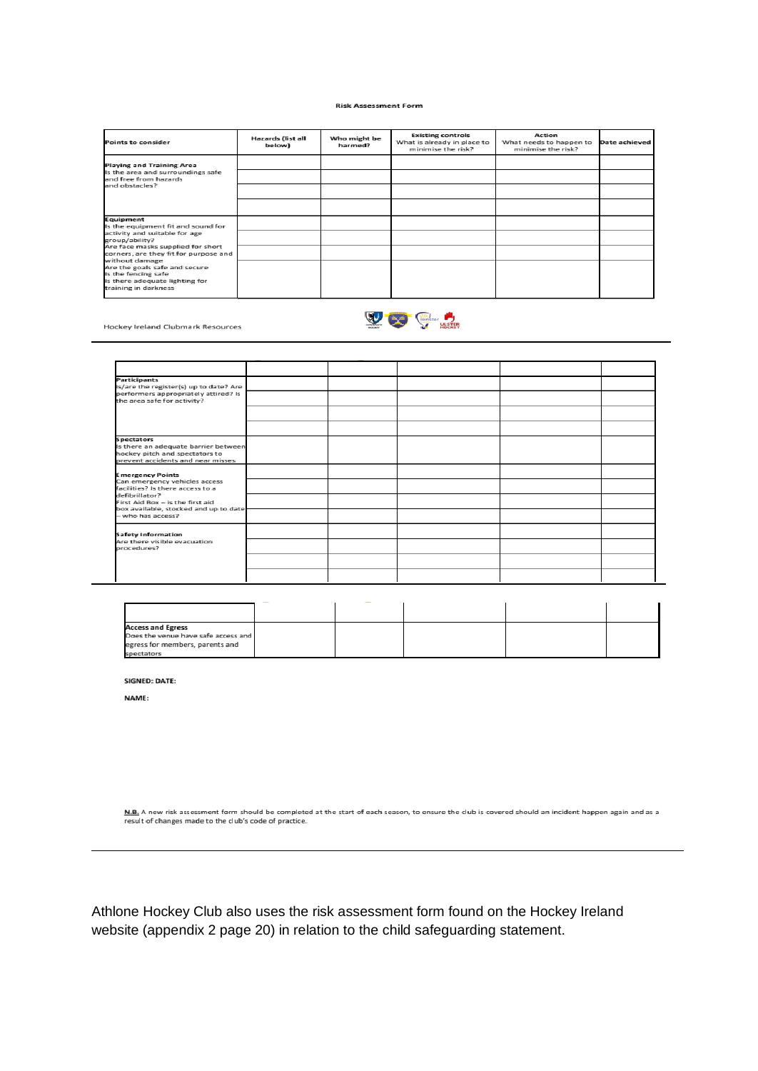**Risk Assessment Form**

| Points to consider | Hazards (list all below) | Who might be harmed? | Existing controls What is already in place to minimise the risk? | Action What needs to happen to minimise the risk? | Date achieved |
|---|---|---|---|---|---|
| **Playing and Training Area** Is the area and surroundings safe and free from hazards and obstacles? | | | | | |
| | | | | | |
| | | | | | |
| | | | | | |
| **Equipment** Is the equipment fit and sound for activity and suitable for age group/ability? Are face masks supplied for short corners, are they fit for purpose and without damage Are the goals safe and secure Is the fencing safe Is there adequate lighting for training in darkness | | | | | |
| | | | | | |
| | | | | | |
| | | | | | |
| **Participants** Is/are the register(s) up to date? Are performers appropriately attired? Is the area safe for activity? | | | | | |
| | | | | | |
| | | | | | |
| | | | | | |
| **Spectators** Is there an adequate barrier between hockey pitch and spectators to prevent accidents and near misses | | | | | |
| **Emergency Points** Can emergency vehicles access facilities? Is there access to a defibrillator? First Aid Box – is the first aid box available, stocked and up to date – who has access? | | | | | |
| | | | | | |
| | | | | | |
| | | | | | |
| **Safety Information** Are there visible evacuation procedures? | | | | | |
| | | | | | |
| | | | | | |
| | | | | | |
| **Access and Egress** Does the venue have safe access and egress for members, parents and spectators | | | | | |

Hockey Ireland Clubmark Resources

**SIGNED: DATE:**

**NAME:**

**N.B.** A new risk assessment form should be completed at the start of each season, to ensure the club is covered should an incident happen again and as a result of changes made to the club's code of practice.

Athlone Hockey Club also uses the risk assessment form found on the Hockey Ireland website (appendix 2 page 20) in relation to the child safeguarding statement.